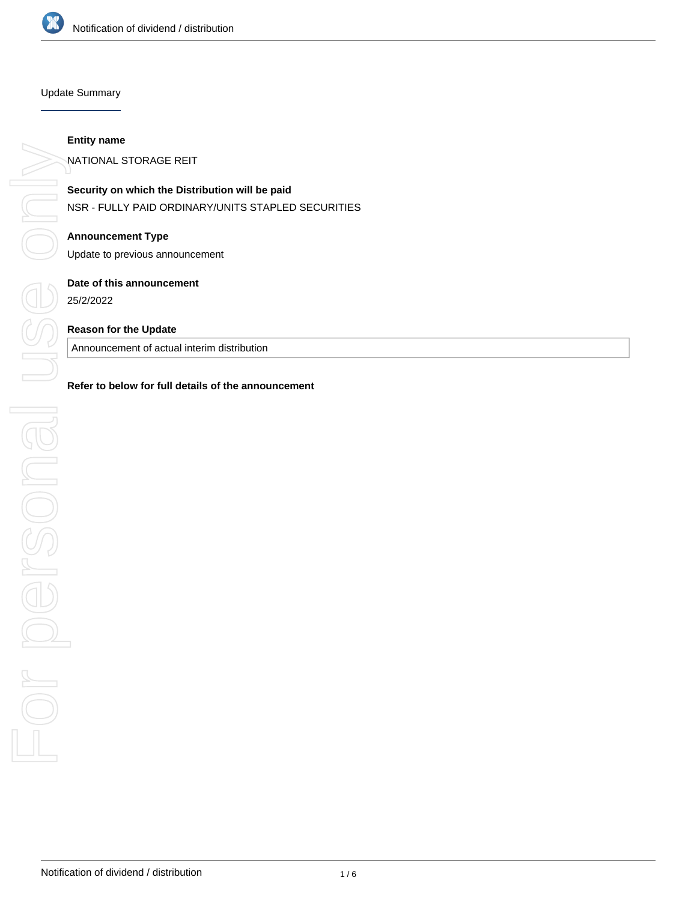## Update Summary

**Entity name**

NATIONAL STORAGE REIT

**Security on which the Distribution will be paid**

NSR - FULLY PAID ORDINARY/UNITS STAPLED SECURITIES

**Announcement Type**

Update to previous announcement

**Date of this announcement**

25/2/2022

**Reason for the Update**

Announcement of actual interim distribution

**Refer to below for full details of the announcement**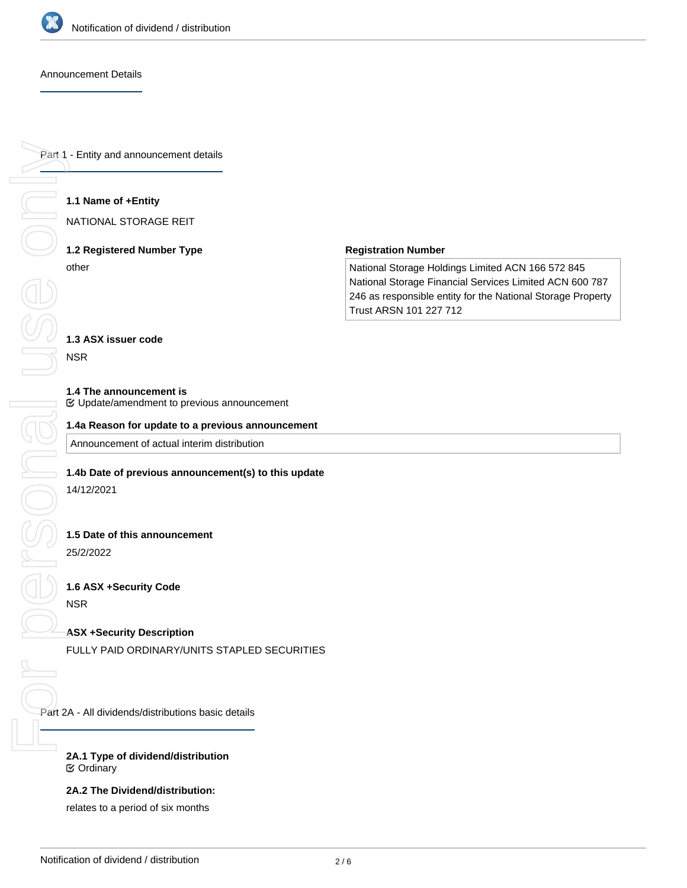Announcement Details

## Part 1 - Entity and announcement details

**1.1 Name of +Entity**

NATIONAL STORAGE REIT

**1.2 Registered Number Type**

other

**Registration Number**

National Storage Holdings Limited ACN 166 572 845 National Storage Financial Services Limited ACN 600 787 246 as responsible entity for the National Storage Property Trust ARSN 101 227 712

**1.3 ASX issuer code**

NSR

**1.4 The announcement is**

☑ Update/amendment to previous announcement

**1.4a Reason for update to a previous announcement**

Announcement of actual interim distribution

**1.4b Date of previous announcement(s) to this update**

14/12/2021

**1.5 Date of this announcement**

25/2/2022

**1.6 ASX +Security Code**

NSR

**ASX +Security Description**

FULLY PAID ORDINARY/UNITS STAPLED SECURITIES

## Part 2A - All dividends/distributions basic details

**2A.1 Type of dividend/distribution**

☑ Ordinary

**2A.2 The Dividend/distribution:**

relates to a period of six months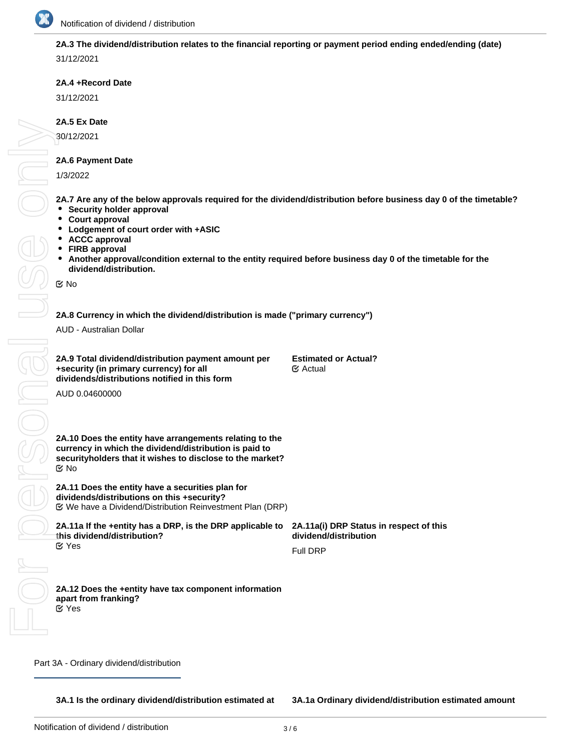**2A.3 The dividend/distribution relates to the financial reporting or payment period ending ended/ending (date)**

31/12/2021

**2A.4 +Record Date**

31/12/2021

**2A.5 Ex Date**

30/12/2021

**2A.6 Payment Date**

1/3/2022

**2A.7 Are any of the below approvals required for the dividend/distribution before business day 0 of the timetable?**

- **Security holder approval**
- **Court approval**
- **Lodgement of court order with +ASIC**
- **ACCC approval**
- **FIRB approval**
- **Another approval/condition external to the entity required before business day 0 of the timetable for the dividend/distribution.**

No

**2A.8 Currency in which the dividend/distribution is made ("primary currency")**

AUD - Australian Dollar

**2A.9 Total dividend/distribution payment amount per +security (in primary currency) for all dividends/distributions notified in this form**

AUD 0.04600000

**Estimated or Actual?**

Actual

**2A.10 Does the entity have arrangements relating to the currency in which the dividend/distribution is paid to securityholders that it wishes to disclose to the market?**

No

**2A.11 Does the entity have a securities plan for dividends/distributions on this +security?**

We have a Dividend/Distribution Reinvestment Plan (DRP)

**2A.11a If the +entity has a DRP, is the DRP applicable to this dividend/distribution?**

Yes

**2A.11a(i) DRP Status in respect of this dividend/distribution**

Full DRP

**2A.12 Does the +entity have tax component information apart from franking?**

Yes

## Part 3A - Ordinary dividend/distribution

**3A.1 Is the ordinary dividend/distribution estimated at**

**3A.1a Ordinary dividend/distribution estimated amount**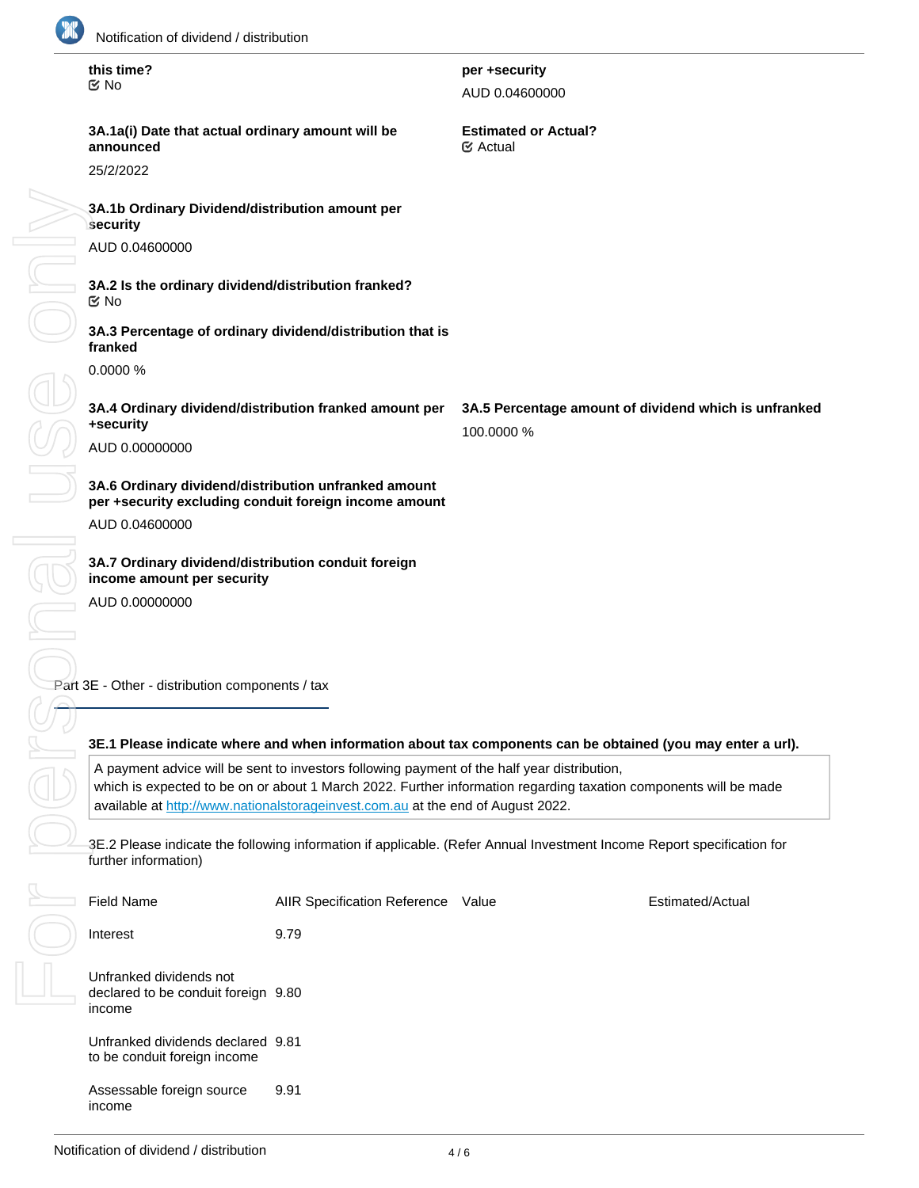**this time?**
☑ No

**per +security**

AUD 0.04600000

**3A.1a(i) Date that actual ordinary amount will be announced**

25/2/2022

**Estimated or Actual?**
☑ Actual

**3A.1b Ordinary Dividend/distribution amount per security**

AUD 0.04600000

**3A.2 Is the ordinary dividend/distribution franked?**
☑ No

**3A.3 Percentage of ordinary dividend/distribution that is franked**

0.0000 %

**3A.4 Ordinary dividend/distribution franked amount per +security**

AUD 0.00000000

**3A.5 Percentage amount of dividend which is unfranked**

100.0000 %

**3A.6 Ordinary dividend/distribution unfranked amount per +security excluding conduit foreign income amount**

AUD 0.04600000

**3A.7 Ordinary dividend/distribution conduit foreign income amount per security**

AUD 0.00000000

## Part 3E - Other - distribution components / tax

**3E.1 Please indicate where and when information about tax components can be obtained (you may enter a url).**

A payment advice will be sent to investors following payment of the half year distribution, which is expected to be on or about 1 March 2022. Further information regarding taxation components will be made available at http://www.nationalstorageinvest.com.au at the end of August 2022.

3E.2 Please indicate the following information if applicable. (Refer Annual Investment Income Report specification for further information)

| Field Name | AIIR Specification Reference | Value | Estimated/Actual |
|---|---|---|---|
| Interest | 9.79 | | |
| Unfranked dividends not declared to be conduit foreign income | 9.80 | | |
| Unfranked dividends declared to be conduit foreign income | 9.81 | | |
| Assessable foreign source income | 9.91 | | |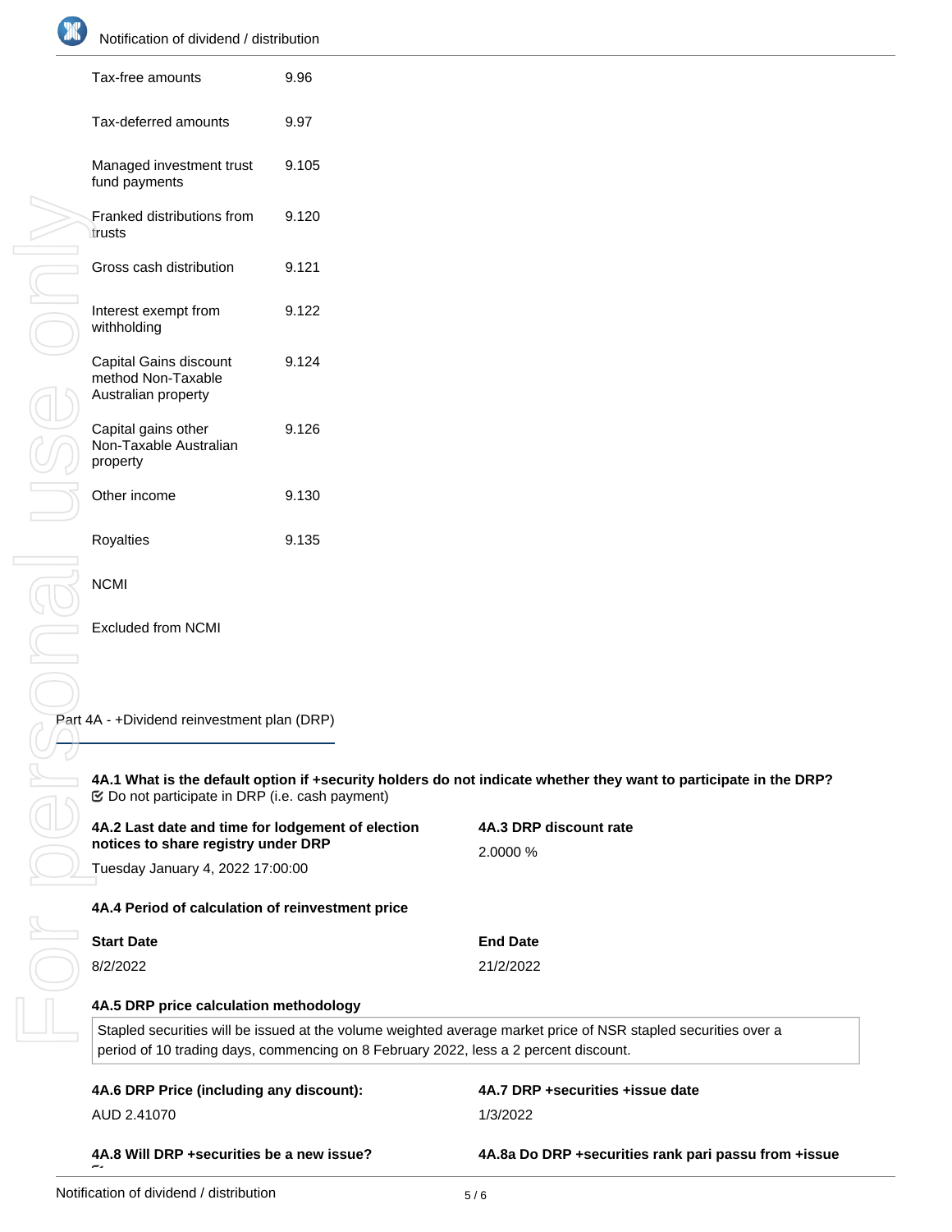| | |
|---|---|
| Tax-free amounts | 9.96 |
| Tax-deferred amounts | 9.97 |
| Managed investment trust fund payments | 9.105 |
| Franked distributions from trusts | 9.120 |
| Gross cash distribution | 9.121 |
| Interest exempt from withholding | 9.122 |
| Capital Gains discount method Non-Taxable Australian property | 9.124 |
| Capital gains other Non-Taxable Australian property | 9.126 |
| Other income | 9.130 |
| Royalties | 9.135 |
| NCMI | |
| Excluded from NCMI | |

## Part 4A - +Dividend reinvestment plan (DRP)

**4A.1 What is the default option if +security holders do not indicate whether they want to participate in the DRP?**

☑ Do not participate in DRP (i.e. cash payment)

**4A.2 Last date and time for lodgement of election notices to share registry under DRP**

Tuesday January 4, 2022 17:00:00

**4A.3 DRP discount rate**

2.0000 %

**4A.4 Period of calculation of reinvestment price**

| Start Date | End Date |
|---|---|
| 8/2/2022 | 21/2/2022 |

**4A.5 DRP price calculation methodology**

Stapled securities will be issued at the volume weighted average market price of NSR stapled securities over a period of 10 trading days, commencing on 8 February 2022, less a 2 percent discount.

**4A.6 DRP Price (including any discount):**

AUD 2.41070

**4A.7 DRP +securities +issue date**

1/3/2022

**4A.8 Will DRP +securities be a new issue?**

**4A.8a Do DRP +securities rank pari passu from +issue**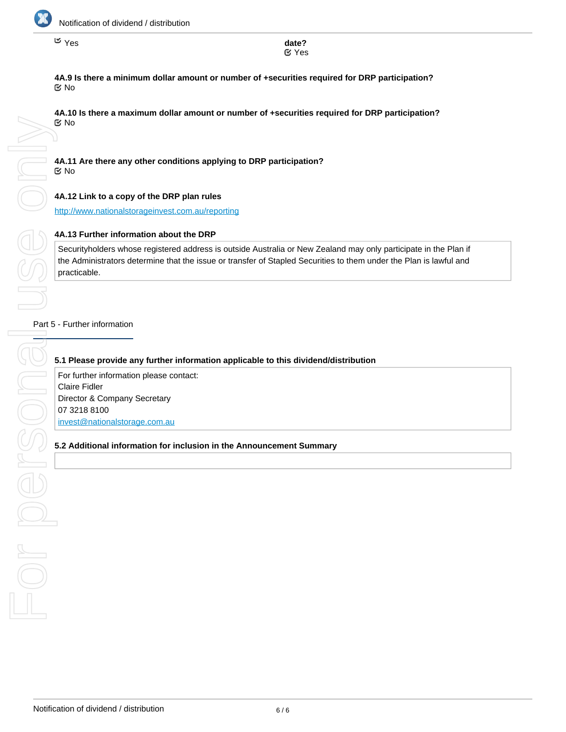☑ Yes

date?
☑ Yes

**4A.9 Is there a minimum dollar amount or number of +securities required for DRP participation?**
☑ No

**4A.10 Is there a maximum dollar amount or number of +securities required for DRP participation?**
☑ No

**4A.11 Are there any other conditions applying to DRP participation?**
☑ No

**4A.12 Link to a copy of the DRP plan rules**

http://www.nationalstorageinvest.com.au/reporting

**4A.13 Further information about the DRP**

Securityholders whose registered address is outside Australia or New Zealand may only participate in the Plan if the Administrators determine that the issue or transfer of Stapled Securities to them under the Plan is lawful and practicable.

## Part 5 - Further information

**5.1 Please provide any further information applicable to this dividend/distribution**

For further information please contact:
Claire Fidler
Director & Company Secretary
07 3218 8100
invest@nationalstorage.com.au

**5.2 Additional information for inclusion in the Announcement Summary**